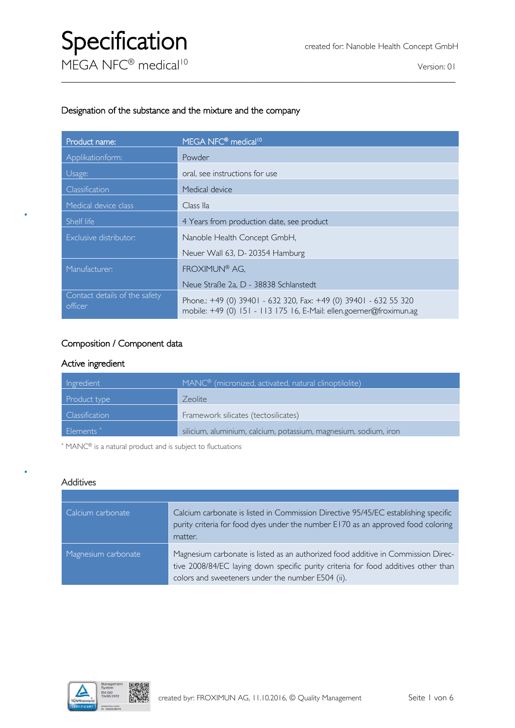# Specification

MEGA NFC® medical[10]

created for: Nanoble Health Concept GmbH

Version: 01

## Designation of the substance and the mixture and the company

| Product name: | MEGA NFC® medical[10] |
| --- | --- |
| Applikationform: | Powder |
| Usage: | oral, see instructions for use |
| Classification | Medical device |
| Medical device class | Class IIa |
| Shelf life | 4 Years from production date, see product |
| Exclusive distributor: | Nanoble Health Concept GmbH, Neuer Wall 63, D- 20354 Hamburg |
| Manufacturer: | FROXIMUN® AG, Neue Straße 2a, D - 38838 Schlanstedt |
| Contact details of the safety officer | Phone.: +49 (0) 39401 - 632 320, Fax: +49 (0) 39401 - 632 55 320 mobile: +49 (0) 151 - 113 175 16, E-Mail: ellen.goemer@froximun.ag |

## Composition / Component data

### Active ingredient

| Ingredient | MANC® (micronized, activated, natural clinoptilolite) |
| --- | --- |
| Product type | Zeolite |
| Classification | Framework silicates (tectosilicates) |
| Elements * | silicium, aluminium, calcium, potassium, magnesium, sodium, iron |

* MANC® is a natural product and is subject to fluctuations

### Additives

| | |
| --- | --- |
| Calcium carbonate | Calcium carbonate is listed in Commission Directive 95/45/EC establishing specific purity criteria for food dyes under the number E170 as an approved food coloring matter. |
| Magnesium carbonate | Magnesium carbonate is listed as an authorized food additive in Commission Directive 2008/84/EC laying down specific purity criteria for food additives other than colors and sweeteners under the number E504 (ii). |

created byr: FROXIMUN AG, 11.10.2016, © Quality Management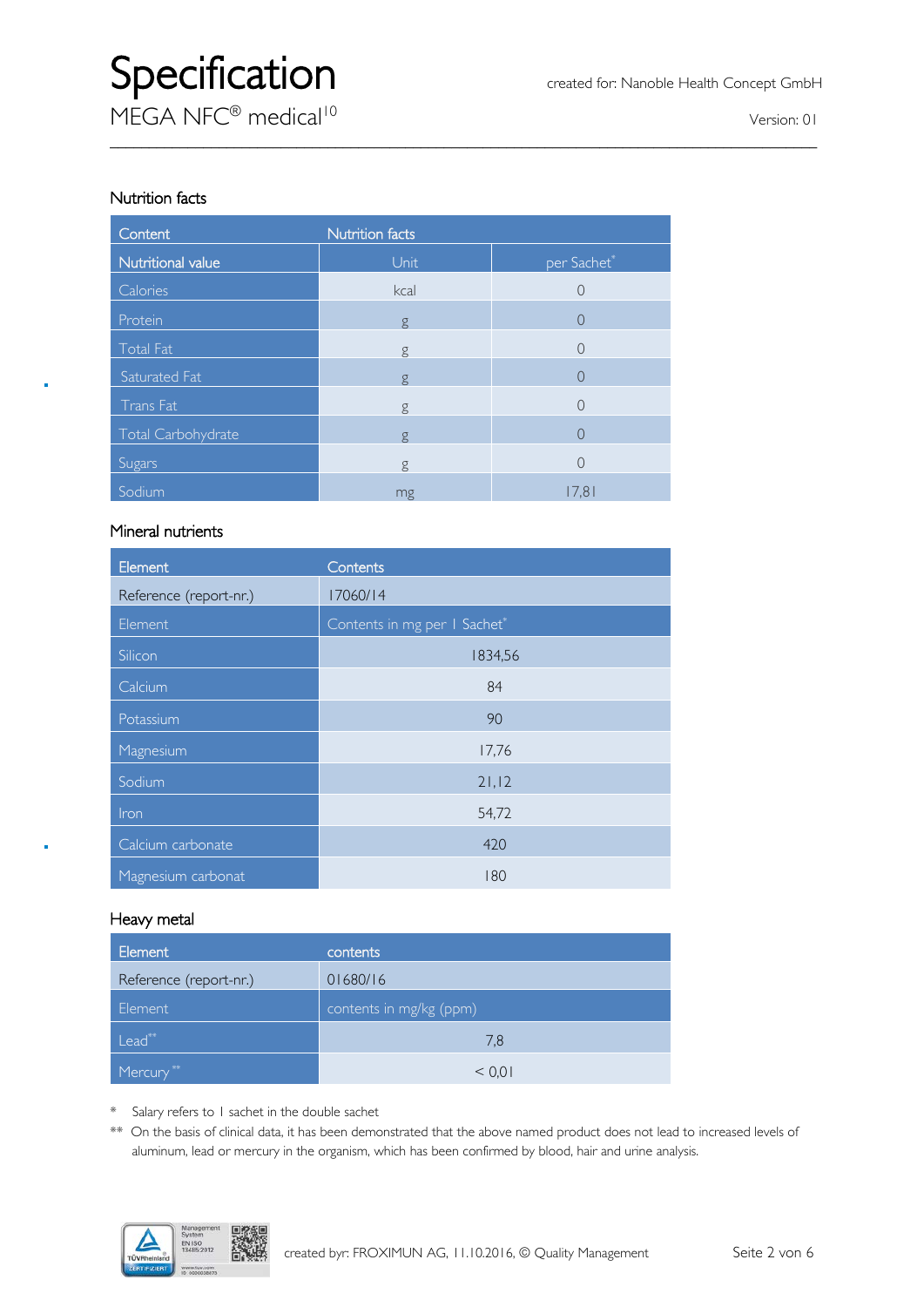# Specification

MEGA NFC® medical[10]

created for: Nanoble Health Concept GmbH

Version: 01

## Nutrition facts

| Content | Nutrition facts | |
|---|---|---|
| Nutritional value | Unit | per Sachet* |
| Calories | kcal | 0 |
| Protein | g | 0 |
| Total Fat | g | 0 |
| Saturated Fat | g | 0 |
| Trans Fat | g | 0 |
| Total Carbohydrate | g | 0 |
| Sugars | g | 0 |
| Sodium | mg | 17,81 |

## Mineral nutrients

| Element | Contents |
|---|---|
| Reference (report-nr.) | 17060/14 |
| Element | Contents in mg per 1 Sachet* |
| Silicon | 1834,56 |
| Calcium | 84 |
| Potassium | 90 |
| Magnesium | 17,76 |
| Sodium | 21,12 |
| Iron | 54,72 |
| Calcium carbonate | 420 |
| Magnesium carbonat | 180 |

## Heavy metal

| Element | contents |
|---|---|
| Reference (report-nr.) | 01680/16 |
| Element | contents in mg/kg (ppm) |
| Lead** | 7,8 |
| Mercury** | < 0,01 |

\* Salary refers to 1 sachet in the double sachet

\*\* On the basis of clinical data, it has been demonstrated that the above named product does not lead to increased levels of aluminum, lead or mercury in the organism, which has been confirmed by blood, hair and urine analysis.

created byr: FROXIMUN AG, 11.10.2016, © Quality Management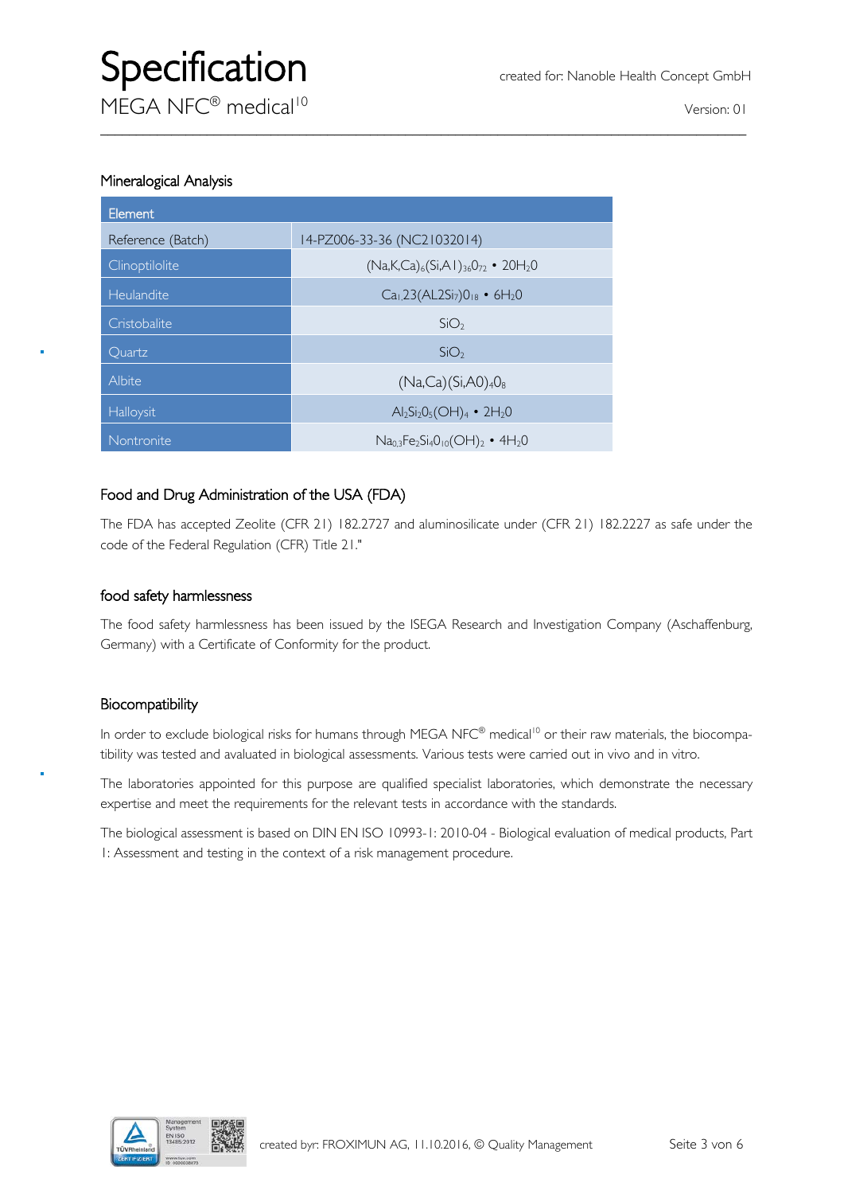# Specification

MEGA NFC® medical[10]

created for: Nanoble Health Concept GmbH

Version: 01

## Mineralogical Analysis

| Element | |
|---|---|
| Reference (Batch) | 14-PZ006-33-36 (NC21032014) |
| Clinoptilolite | $(Na,K,Ca)_6(Si,A1)_{36}0_{72} \cdot 20H_20$ |
| Heulandite | $Ca_1{,}23(AL2Si_7)0_{18} \cdot 6H_20$ |
| Cristobalite | $SiO_2$ |
| Quartz | $SiO_2$ |
| Albite | $(Na,Ca)(Si,A0)_40_8$ |
| Halloysit | $Al_2Si_20_5(OH)_4 \cdot 2H_20$ |
| Nontronite | $Na_{0,3}Fe_2Si_40_{10}(OH)_2 \cdot 4H_20$ |

## Food and Drug Administration of the USA (FDA)

The FDA has accepted Zeolite (CFR 21) 182.2727 and aluminosilicate under (CFR 21) 182.2227 as safe under the code of the Federal Regulation (CFR) Title 21."

## food safety harmlessness

The food safety harmlessness has been issued by the ISEGA Research and Investigation Company (Aschaffenburg, Germany) with a Certificate of Conformity for the product.

## Biocompatibility

In order to exclude biological risks for humans through MEGA NFC® medical[10] or their raw materials, the biocompatibility was tested and avaluated in biological assessments. Various tests were carried out in vivo and in vitro.

The laboratories appointed for this purpose are qualified specialist laboratories, which demonstrate the necessary expertise and meet the requirements for the relevant tests in accordance with the standards.

The biological assessment is based on DIN EN ISO 10993-1: 2010-04 - Biological evaluation of medical products, Part 1: Assessment and testing in the context of a risk management procedure.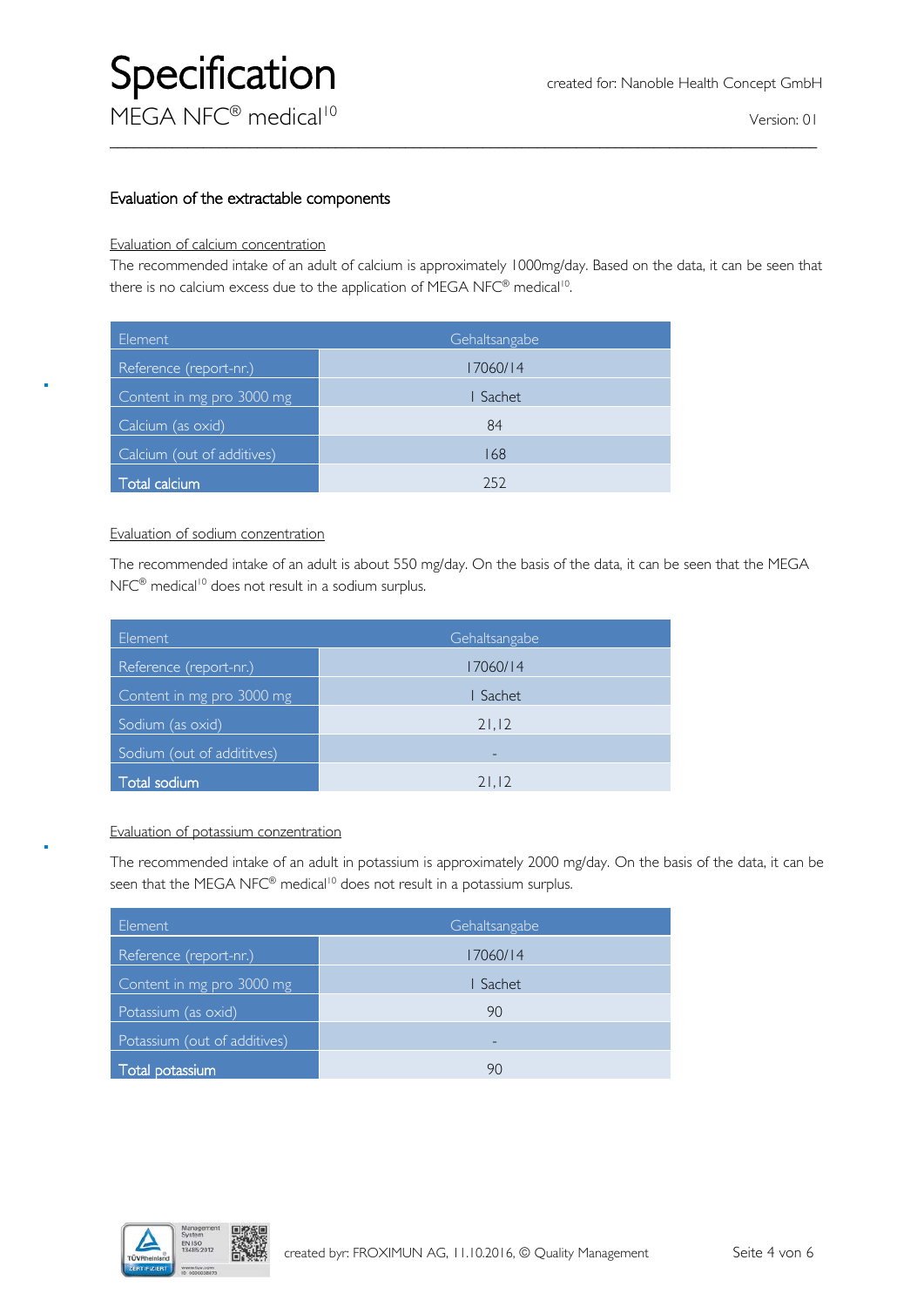## Evaluation of the extractable components

### Evaluation of calcium concentration

The recommended intake of an adult of calcium is approximately 1000mg/day. Based on the data, it can be seen that there is no calcium excess due to the application of MEGA NFC® medical[10].

| Element | Gehaltsangabe |
|---|---|
| Reference (report-nr.) | 17060/14 |
| Content in mg pro 3000 mg | 1 Sachet |
| Calcium (as oxid) | 84 |
| Calcium (out of additives) | 168 |
| **Total calcium** | 252 |

### Evaluation of sodium conzentration

The recommended intake of an adult is about 550 mg/day. On the basis of the data, it can be seen that the MEGA NFC® medical[10] does not result in a sodium surplus.

| Element | Gehaltsangabe |
|---|---|
| Reference (report-nr.) | 17060/14 |
| Content in mg pro 3000 mg | 1 Sachet |
| Sodium (as oxid) | 21,12 |
| Sodium (out of addititves) | - |
| **Total sodium** | 21,12 |

### Evaluation of potassium conzentration

The recommended intake of an adult in potassium is approximately 2000 mg/day. On the basis of the data, it can be seen that the MEGA NFC® medical[10] does not result in a potassium surplus.

| Element | Gehaltsangabe |
|---|---|
| Reference (report-nr.) | 17060/14 |
| Content in mg pro 3000 mg | 1 Sachet |
| Potassium (as oxid) | 90 |
| Potassium (out of additives) | - |
| **Total potassium** | 90 |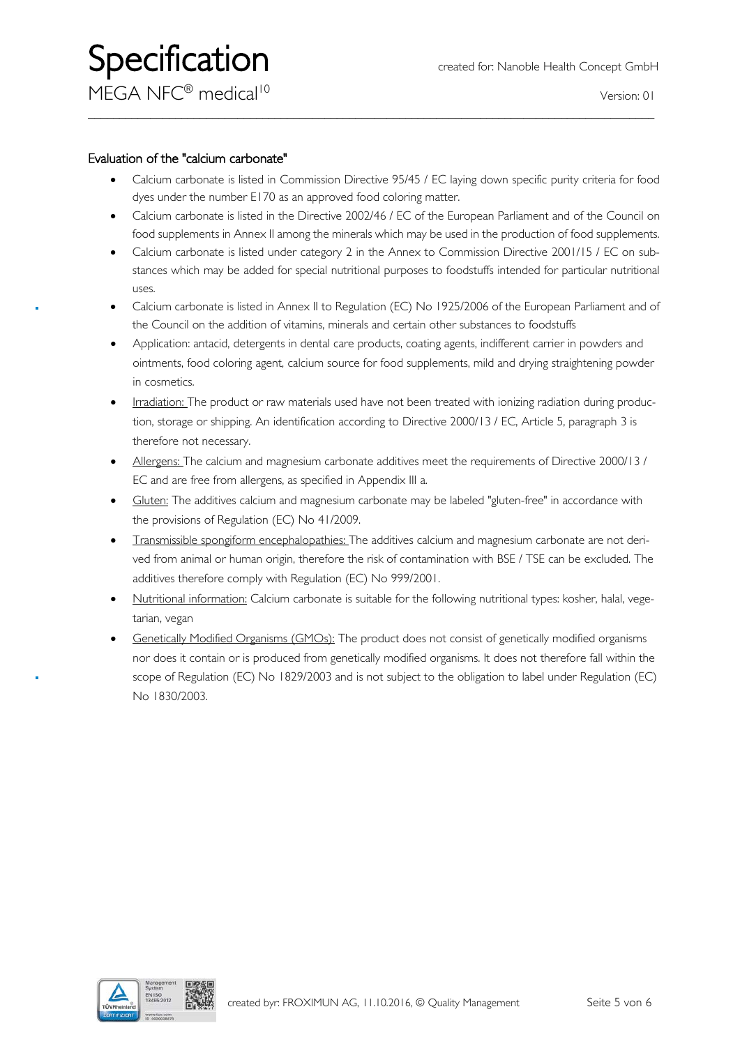### Evaluation of the "calcium carbonate"

- Calcium carbonate is listed in Commission Directive 95/45 / EC laying down specific purity criteria for food dyes under the number E170 as an approved food coloring matter.
- Calcium carbonate is listed in the Directive 2002/46 / EC of the European Parliament and of the Council on food supplements in Annex II among the minerals which may be used in the production of food supplements.
- Calcium carbonate is listed under category 2 in the Annex to Commission Directive 2001/15 / EC on substances which may be added for special nutritional purposes to foodstuffs intended for particular nutritional uses.
- Calcium carbonate is listed in Annex II to Regulation (EC) No 1925/2006 of the European Parliament and of the Council on the addition of vitamins, minerals and certain other substances to foodstuffs
- Application: antacid, detergents in dental care products, coating agents, indifferent carrier in powders and ointments, food coloring agent, calcium source for food supplements, mild and drying straightening powder in cosmetics.
- Irradiation: The product or raw materials used have not been treated with ionizing radiation during production, storage or shipping. An identification according to Directive 2000/13 / EC, Article 5, paragraph 3 is therefore not necessary.
- Allergens: The calcium and magnesium carbonate additives meet the requirements of Directive 2000/13 / EC and are free from allergens, as specified in Appendix III a.
- Gluten: The additives calcium and magnesium carbonate may be labeled "gluten-free" in accordance with the provisions of Regulation (EC) No 41/2009.
- Transmissible spongiform encephalopathies: The additives calcium and magnesium carbonate are not derived from animal or human origin, therefore the risk of contamination with BSE / TSE can be excluded. The additives therefore comply with Regulation (EC) No 999/2001.
- Nutritional information: Calcium carbonate is suitable for the following nutritional types: kosher, halal, vegetarian, vegan
- Genetically Modified Organisms (GMOs): The product does not consist of genetically modified organisms nor does it contain or is produced from genetically modified organisms. It does not therefore fall within the scope of Regulation (EC) No 1829/2003 and is not subject to the obligation to label under Regulation (EC) No 1830/2003.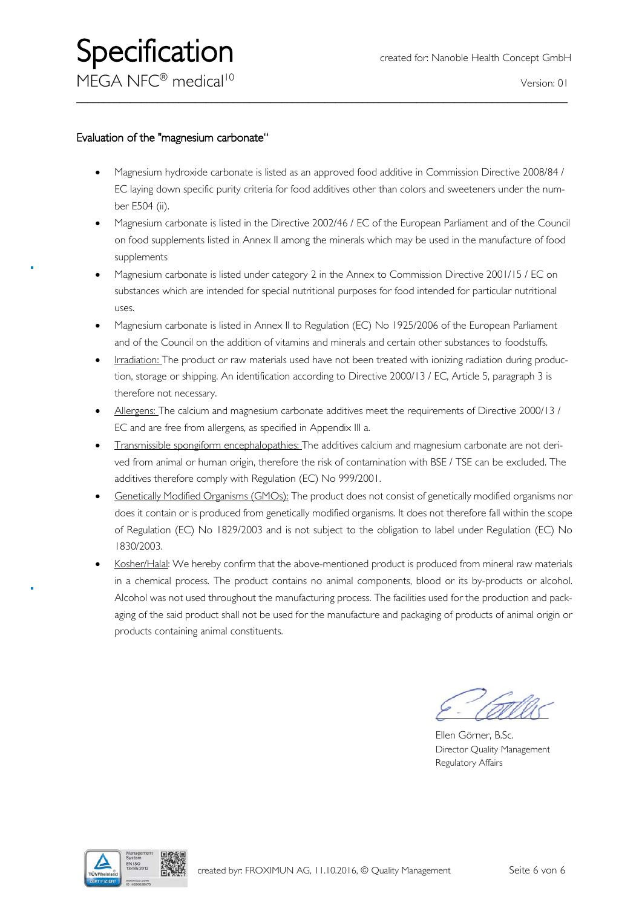### Evaluation of the "magnesium carbonate"

- Magnesium hydroxide carbonate is listed as an approved food additive in Commission Directive 2008/84 / EC laying down specific purity criteria for food additives other than colors and sweeteners under the number E504 (ii).
- Magnesium carbonate is listed in the Directive 2002/46 / EC of the European Parliament and of the Council on food supplements listed in Annex II among the minerals which may be used in the manufacture of food supplements
- Magnesium carbonate is listed under category 2 in the Annex to Commission Directive 2001/15 / EC on substances which are intended for special nutritional purposes for food intended for particular nutritional uses.
- Magnesium carbonate is listed in Annex II to Regulation (EC) No 1925/2006 of the European Parliament and of the Council on the addition of vitamins and minerals and certain other substances to foodstuffs.
- Irradiation: The product or raw materials used have not been treated with ionizing radiation during production, storage or shipping. An identification according to Directive 2000/13 / EC, Article 5, paragraph 3 is therefore not necessary.
- Allergens: The calcium and magnesium carbonate additives meet the requirements of Directive 2000/13 / EC and are free from allergens, as specified in Appendix III a.
- Transmissible spongiform encephalopathies: The additives calcium and magnesium carbonate are not derived from animal or human origin, therefore the risk of contamination with BSE / TSE can be excluded. The additives therefore comply with Regulation (EC) No 999/2001.
- Genetically Modified Organisms (GMOs): The product does not consist of genetically modified organisms nor does it contain or is produced from genetically modified organisms. It does not therefore fall within the scope of Regulation (EC) No 1829/2003 and is not subject to the obligation to label under Regulation (EC) No 1830/2003.
- Kosher/Halal: We hereby confirm that the above-mentioned product is produced from mineral raw materials in a chemical process. The product contains no animal components, blood or its by-products or alcohol. Alcohol was not used throughout the manufacturing process. The facilities used for the production and packaging of the said product shall not be used for the manufacture and packaging of products of animal origin or products containing animal constituents.

Ellen Görner, B.Sc.
Director Quality Management
Regulatory Affairs